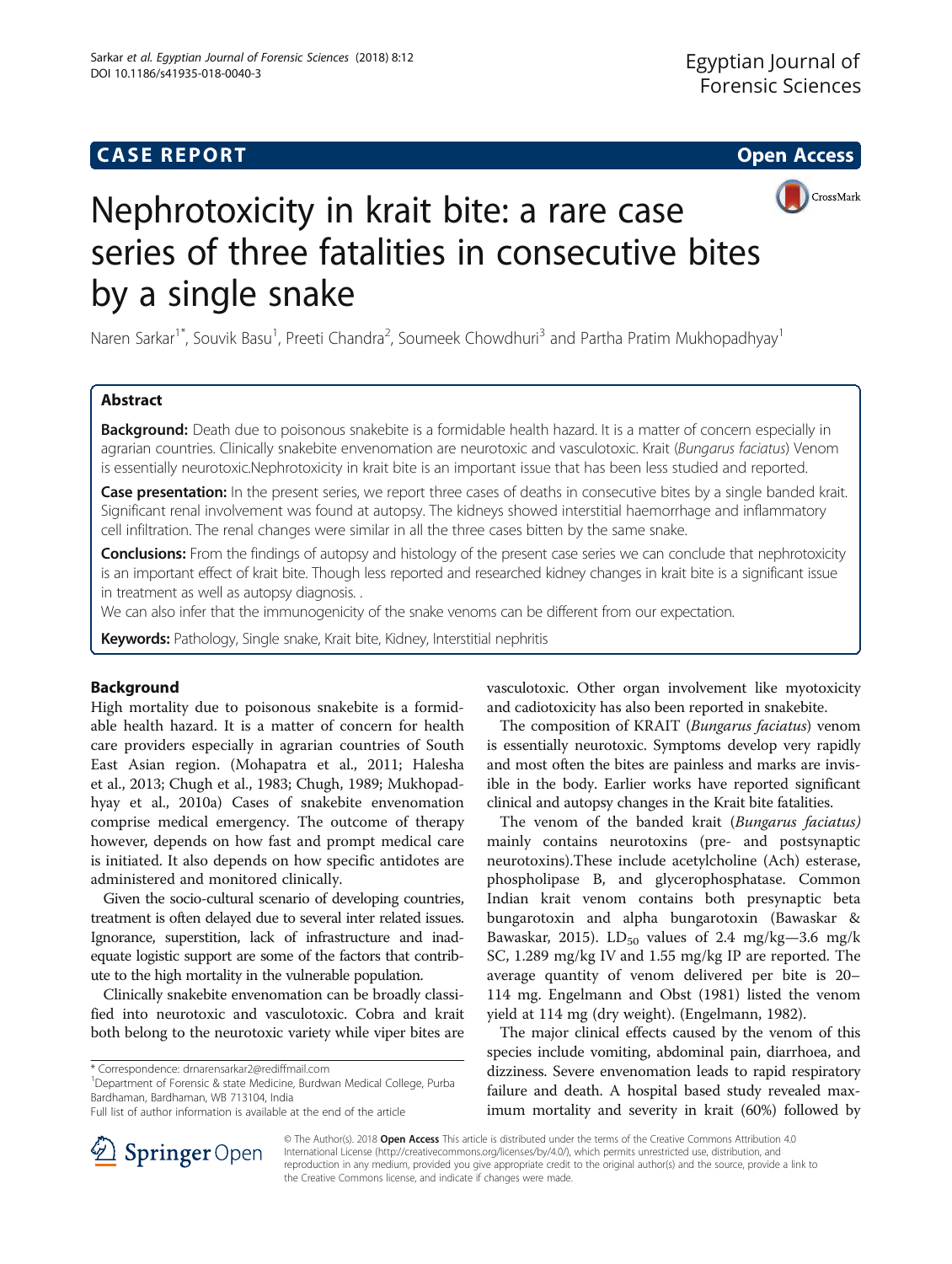CASE REPORT

Open Access

# Nephrotoxicity in krait bite: a rare case series of three fatalities in consecutive bites by a single snake

Naren Sarkar[1*], Souvik Basu[1], Preeti Chandra[2], Soumeek Chowdhuri[3] and Partha Pratim Mukhopadhyay[1]

## Abstract

**Background:** Death due to poisonous snakebite is a formidable health hazard. It is a matter of concern especially in agrarian countries. Clinically snakebite envenomation are neurotoxic and vasculotoxic. Krait (*Bungarus faciatus*) Venom is essentially neurotoxic.Nephrotoxicity in krait bite is an important issue that has been less studied and reported.

**Case presentation:** In the present series, we report three cases of deaths in consecutive bites by a single banded krait. Significant renal involvement was found at autopsy. The kidneys showed interstitial haemorrhage and inflammatory cell infiltration. The renal changes were similar in all the three cases bitten by the same snake.

**Conclusions:** From the findings of autopsy and histology of the present case series we can conclude that nephrotoxicity is an important effect of krait bite. Though less reported and researched kidney changes in krait bite is a significant issue in treatment as well as autopsy diagnosis. .

We can also infer that the immunogenicity of the snake venoms can be different from our expectation.

**Keywords:** Pathology, Single snake, Krait bite, Kidney, Interstitial nephritis

## Background

High mortality due to poisonous snakebite is a formidable health hazard. It is a matter of concern for health care providers especially in agrarian countries of South East Asian region. (Mohapatra et al., 2011; Halesha et al., 2013; Chugh et al., 1983; Chugh, 1989; Mukhopadhyay et al., 2010a) Cases of snakebite envenomation comprise medical emergency. The outcome of therapy however, depends on how fast and prompt medical care is initiated. It also depends on how specific antidotes are administered and monitored clinically.

Given the socio-cultural scenario of developing countries, treatment is often delayed due to several inter related issues. Ignorance, superstition, lack of infrastructure and inadequate logistic support are some of the factors that contribute to the high mortality in the vulnerable population.

Clinically snakebite envenomation can be broadly classified into neurotoxic and vasculotoxic. Cobra and krait both belong to the neurotoxic variety while viper bites are vasculotoxic. Other organ involvement like myotoxicity and cadiotoxicity has also been reported in snakebite.

The composition of KRAIT (*Bungarus faciatus*) venom is essentially neurotoxic. Symptoms develop very rapidly and most often the bites are painless and marks are invisible in the body. Earlier works have reported significant clinical and autopsy changes in the Krait bite fatalities.

The venom of the banded krait (*Bungarus faciatus)* mainly contains neurotoxins (pre- and postsynaptic neurotoxins).These include acetylcholine (Ach) esterase, phospholipase B, and glycerophosphatase. Common Indian krait venom contains both presynaptic beta bungarotoxin and alpha bungarotoxin (Bawaskar & Bawaskar, 2015). $LD_{50}$ values of 2.4 mg/kg—3.6 mg/k SC, 1.289 mg/kg IV and 1.55 mg/kg IP are reported. The average quantity of venom delivered per bite is 20–114 mg. Engelmann and Obst (1981) listed the venom yield at 114 mg (dry weight). (Engelmann, 1982).

The major clinical effects caused by the venom of this species include vomiting, abdominal pain, diarrhoea, and dizziness. Severe envenomation leads to rapid respiratory failure and death. A hospital based study revealed maximum mortality and severity in krait (60%) followed by

\* Correspondence: drnarensarkar2@rediffmail.com

[1]Department of Forensic & state Medicine, Burdwan Medical College, Purba Bardhaman, Bardhaman, WB 713104, India

Full list of author information is available at the end of the article

© The Author(s). 2018 **Open Access** This article is distributed under the terms of the Creative Commons Attribution 4.0 International License (http://creativecommons.org/licenses/by/4.0/), which permits unrestricted use, distribution, and reproduction in any medium, provided you give appropriate credit to the original author(s) and the source, provide a link to the Creative Commons license, and indicate if changes were made.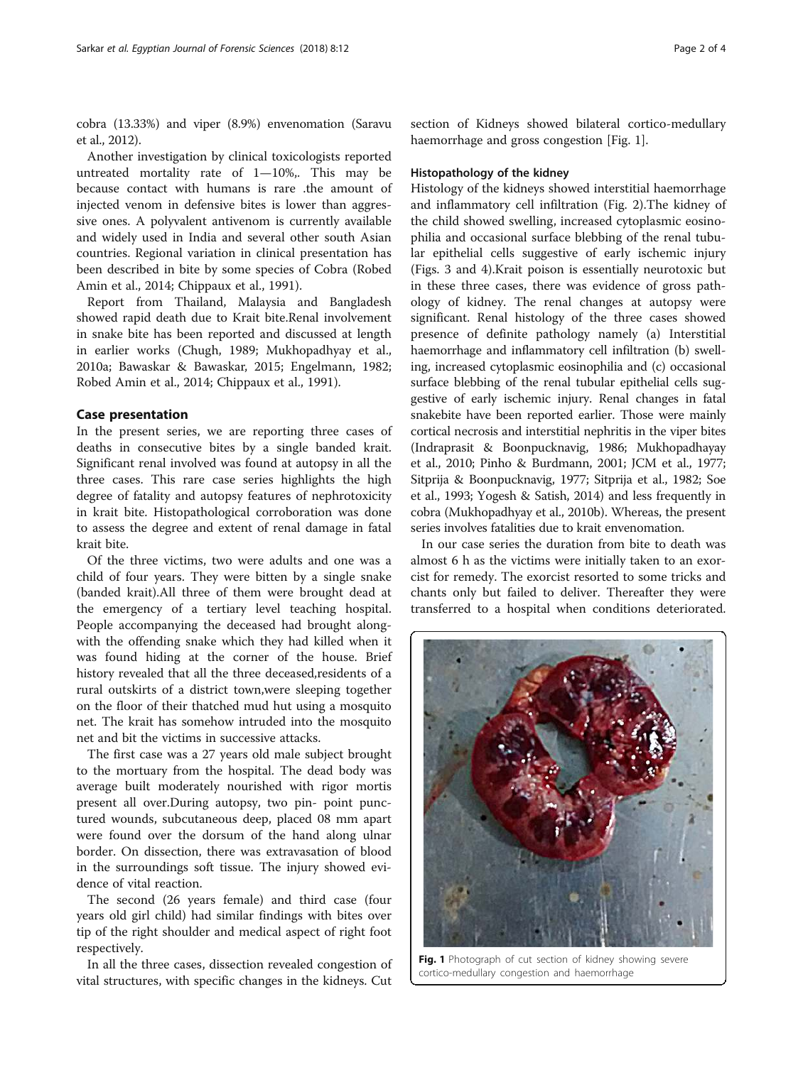cobra (13.33%) and viper (8.9%) envenomation (Saravu et al., 2012).

Another investigation by clinical toxicologists reported untreated mortality rate of 1—10%,. This may be because contact with humans is rare .the amount of injected venom in defensive bites is lower than aggressive ones. A polyvalent antivenom is currently available and widely used in India and several other south Asian countries. Regional variation in clinical presentation has been described in bite by some species of Cobra (Robed Amin et al., 2014; Chippaux et al., 1991).

Report from Thailand, Malaysia and Bangladesh showed rapid death due to Krait bite.Renal involvement in snake bite has been reported and discussed at length in earlier works (Chugh, 1989; Mukhopadhyay et al., 2010a; Bawaskar & Bawaskar, 2015; Engelmann, 1982; Robed Amin et al., 2014; Chippaux et al., 1991).

## Case presentation

In the present series, we are reporting three cases of deaths in consecutive bites by a single banded krait. Significant renal involved was found at autopsy in all the three cases. This rare case series highlights the high degree of fatality and autopsy features of nephrotoxicity in krait bite. Histopathological corroboration was done to assess the degree and extent of renal damage in fatal krait bite.

Of the three victims, two were adults and one was a child of four years. They were bitten by a single snake (banded krait).All three of them were brought dead at the emergency of a tertiary level teaching hospital. People accompanying the deceased had brought alongwith the offending snake which they had killed when it was found hiding at the corner of the house. Brief history revealed that all the three deceased,residents of a rural outskirts of a district town,were sleeping together on the floor of their thatched mud hut using a mosquito net. The krait has somehow intruded into the mosquito net and bit the victims in successive attacks.

The first case was a 27 years old male subject brought to the mortuary from the hospital. The dead body was average built moderately nourished with rigor mortis present all over.During autopsy, two pin- point punctured wounds, subcutaneous deep, placed 08 mm apart were found over the dorsum of the hand along ulnar border. On dissection, there was extravasation of blood in the surroundings soft tissue. The injury showed evidence of vital reaction.

The second (26 years female) and third case (four years old girl child) had similar findings with bites over tip of the right shoulder and medical aspect of right foot respectively.

In all the three cases, dissection revealed congestion of vital structures, with specific changes in the kidneys. Cut section of Kidneys showed bilateral cortico-medullary haemorrhage and gross congestion [Fig. 1].

### Histopathology of the kidney

Histology of the kidneys showed interstitial haemorrhage and inflammatory cell infiltration (Fig. 2).The kidney of the child showed swelling, increased cytoplasmic eosinophilia and occasional surface blebbing of the renal tubular epithelial cells suggestive of early ischemic injury (Figs. 3 and 4).Krait poison is essentially neurotoxic but in these three cases, there was evidence of gross pathology of kidney. The renal changes at autopsy were significant. Renal histology of the three cases showed presence of definite pathology namely (a) Interstitial haemorrhage and inflammatory cell infiltration (b) swelling, increased cytoplasmic eosinophilia and (c) occasional surface blebbing of the renal tubular epithelial cells suggestive of early ischemic injury. Renal changes in fatal snakebite have been reported earlier. Those were mainly cortical necrosis and interstitial nephritis in the viper bites (Indraprasit & Boonpucknavig, 1986; Mukhopadhayay et al., 2010; Pinho & Burdmann, 2001; JCM et al., 1977; Sitprija & Boonpucknavig, 1977; Sitprija et al., 1982; Soe et al., 1993; Yogesh & Satish, 2014) and less frequently in cobra (Mukhopadhyay et al., 2010b). Whereas, the present series involves fatalities due to krait envenomation.

In our case series the duration from bite to death was almost 6 h as the victims were initially taken to an exorcist for remedy. The exorcist resorted to some tricks and chants only but failed to deliver. Thereafter they were transferred to a hospital when conditions deteriorated.

**Fig. 1** Photograph of cut section of kidney showing severe cortico-medullary congestion and haemorrhage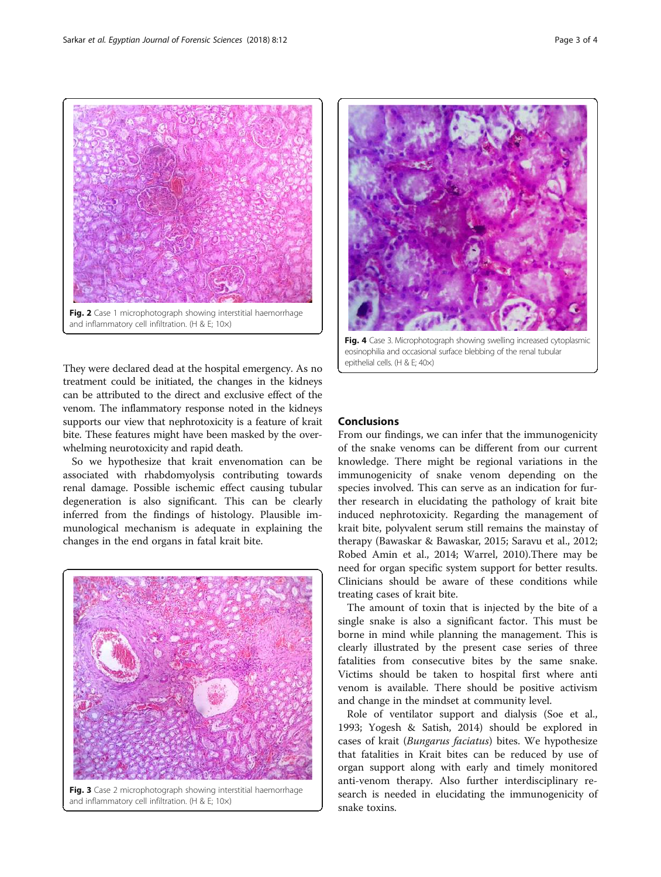Fig. 2 Case 1 microphotograph showing interstitial haemorrhage and inflammatory cell infiltration. (H & E; 10×)

They were declared dead at the hospital emergency. As no treatment could be initiated, the changes in the kidneys can be attributed to the direct and exclusive effect of the venom. The inflammatory response noted in the kidneys supports our view that nephrotoxicity is a feature of krait bite. These features might have been masked by the overwhelming neurotoxicity and rapid death.

So we hypothesize that krait envenomation can be associated with rhabdomyolysis contributing towards renal damage. Possible ischemic effect causing tubular degeneration is also significant. This can be clearly inferred from the findings of histology. Plausible immunological mechanism is adequate in explaining the changes in the end organs in fatal krait bite.

Fig. 3 Case 2 microphotograph showing interstitial haemorrhage and inflammatory cell infiltration. (H & E; 10×)

Fig. 4 Case 3. Microphotograph showing swelling increased cytoplasmic eosinophilia and occasional surface blebbing of the renal tubular epithelial cells. (H & E; 40×)

## Conclusions

From our findings, we can infer that the immunogenicity of the snake venoms can be different from our current knowledge. There might be regional variations in the immunogenicity of snake venom depending on the species involved. This can serve as an indication for further research in elucidating the pathology of krait bite induced nephrotoxicity. Regarding the management of krait bite, polyvalent serum still remains the mainstay of therapy (Bawaskar & Bawaskar, 2015; Saravu et al., 2012; Robed Amin et al., 2014; Warrel, 2010).There may be need for organ specific system support for better results. Clinicians should be aware of these conditions while treating cases of krait bite.

The amount of toxin that is injected by the bite of a single snake is also a significant factor. This must be borne in mind while planning the management. This is clearly illustrated by the present case series of three fatalities from consecutive bites by the same snake. Victims should be taken to hospital first where anti venom is available. There should be positive activism and change in the mindset at community level.

Role of ventilator support and dialysis (Soe et al., 1993; Yogesh & Satish, 2014) should be explored in cases of krait (*Bungarus faciatus*) bites. We hypothesize that fatalities in Krait bites can be reduced by use of organ support along with early and timely monitored anti-venom therapy. Also further interdisciplinary research is needed in elucidating the immunogenicity of snake toxins.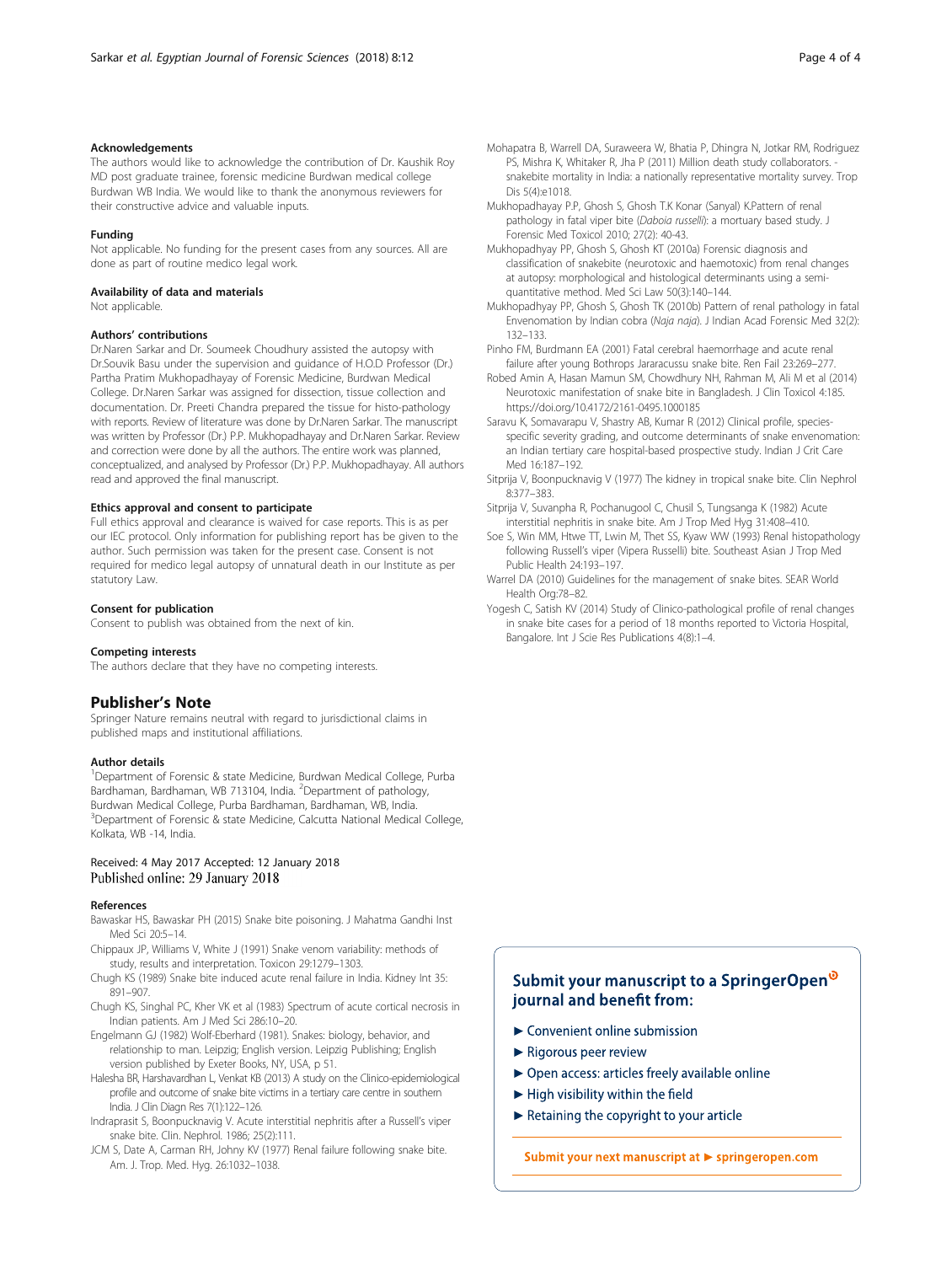### Acknowledgements

The authors would like to acknowledge the contribution of Dr. Kaushik Roy MD post graduate trainee, forensic medicine Burdwan medical college Burdwan WB India. We would like to thank the anonymous reviewers for their constructive advice and valuable inputs.

### Funding

Not applicable. No funding for the present cases from any sources. All are done as part of routine medico legal work.

### Availability of data and materials

Not applicable.

### Authors' contributions

Dr.Naren Sarkar and Dr. Soumeek Choudhury assisted the autopsy with Dr.Souvik Basu under the supervision and guidance of H.O.D Professor (Dr.) Partha Pratim Mukhopadhayay of Forensic Medicine, Burdwan Medical College. Dr.Naren Sarkar was assigned for dissection, tissue collection and documentation. Dr. Preeti Chandra prepared the tissue for histo-pathology with reports. Review of literature was done by Dr.Naren Sarkar. The manuscript was written by Professor (Dr.) P.P. Mukhopadhayay and Dr.Naren Sarkar. Review and correction were done by all the authors. The entire work was planned, conceptualized, and analysed by Professor (Dr.) P.P. Mukhopadhayay. All authors read and approved the final manuscript.

### Ethics approval and consent to participate

Full ethics approval and clearance is waived for case reports. This is as per our IEC protocol. Only information for publishing report has be given to the author. Such permission was taken for the present case. Consent is not required for medico legal autopsy of unnatural death in our Institute as per statutory Law.

### Consent for publication

Consent to publish was obtained from the next of kin.

### Competing interests

The authors declare that they have no competing interests.

## Publisher's Note

Springer Nature remains neutral with regard to jurisdictional claims in published maps and institutional affiliations.

### Author details

[1]Department of Forensic & state Medicine, Burdwan Medical College, Purba Bardhaman, Bardhaman, WB 713104, India. [2]Department of pathology, Burdwan Medical College, Purba Bardhaman, Bardhaman, WB, India. [3]Department of Forensic & state Medicine, Calcutta National Medical College, Kolkata, WB -14, India.

Received: 4 May 2017 Accepted: 12 January 2018
Published online: 29 January 2018

### References

Bawaskar HS, Bawaskar PH (2015) Snake bite poisoning. J Mahatma Gandhi Inst Med Sci 20:5–14.

Chippaux JP, Williams V, White J (1991) Snake venom variability: methods of study, results and interpretation. Toxicon 29:1279–1303.

Chugh KS (1989) Snake bite induced acute renal failure in India. Kidney Int 35: 891–907.

Chugh KS, Singhal PC, Kher VK et al (1983) Spectrum of acute cortical necrosis in Indian patients. Am J Med Sci 286:10–20.

Engelmann GJ (1982) Wolf-Eberhard (1981). Snakes: biology, behavior, and relationship to man. Leipzig; English version. Leipzig Publishing; English version published by Exeter Books, NY, USA, p 51.

Halesha BR, Harshavardhan L, Venkat KB (2013) A study on the Clinico-epidemiological profile and outcome of snake bite victims in a tertiary care centre in southern India. J Clin Diagn Res 7(1):122–126.

Indraprasit S, Boonpucknavig V. Acute interstitial nephritis after a Russell's viper snake bite. Clin. Nephrol. 1986; 25(2):111.

JCM S, Date A, Carman RH, Johny KV (1977) Renal failure following snake bite. Am. J. Trop. Med. Hyg. 26:1032–1038.

Mohapatra B, Warrell DA, Suraweera W, Bhatia P, Dhingra N, Jotkar RM, Rodriguez PS, Mishra K, Whitaker R, Jha P (2011) Million death study collaborators. -snakebite mortality in India: a nationally representative mortality survey. Trop Dis 5(4):e1018.

Mukhopadhayay P.P, Ghosh S, Ghosh T.K Konar (Sanyal) K.Pattern of renal pathology in fatal viper bite (*Daboia russelli*): a mortuary based study. J Forensic Med Toxicol 2010; 27(2): 40-43.

Mukhopadhyay PP, Ghosh S, Ghosh KT (2010a) Forensic diagnosis and classification of snakebite (neurotoxic and haemotoxic) from renal changes at autopsy: morphological and histological determinants using a semi-quantitative method. Med Sci Law 50(3):140–144.

Mukhopadhyay PP, Ghosh S, Ghosh TK (2010b) Pattern of renal pathology in fatal Envenomation by Indian cobra (*Naja naja*). J Indian Acad Forensic Med 32(2): 132–133.

Pinho FM, Burdmann EA (2001) Fatal cerebral haemorrhage and acute renal failure after young Bothrops Jararacussu snake bite. Ren Fail 23:269–277.

Robed Amin A, Hasan Mamun SM, Chowdhury NH, Rahman M, Ali M et al (2014) Neurotoxic manifestation of snake bite in Bangladesh. J Clin Toxicol 4:185. https://doi.org/10.4172/2161-0495.1000185

Saravu K, Somavarapu V, Shastry AB, Kumar R (2012) Clinical profile, species-specific severity grading, and outcome determinants of snake envenomation: an Indian tertiary care hospital-based prospective study. Indian J Crit Care Med 16:187–192.

Sitprija V, Boonpucknavig V (1977) The kidney in tropical snake bite. Clin Nephrol 8:377–383.

Sitprija V, Suvanpha R, Pochanugool C, Chusil S, Tungsanga K (1982) Acute interstitial nephritis in snake bite. Am J Trop Med Hyg 31:408–410.

Soe S, Win MM, Htwe TT, Lwin M, Thet SS, Kyaw WW (1993) Renal histopathology following Russell's viper (Vipera Russelli) bite. Southeast Asian J Trop Med Public Health 24:193–197.

Warrel DA (2010) Guidelines for the management of snake bites. SEAR World Health Org:78–82.

Yogesh C, Satish KV (2014) Study of Clinico-pathological profile of renal changes in snake bite cases for a period of 18 months reported to Victoria Hospital, Bangalore. Int J Scie Res Publications 4(8):1–4.

**Submit your manuscript to a SpringerOpen journal and benefit from:**

- ► Convenient online submission
- ► Rigorous peer review
- ► Open access: articles freely available online
- ► High visibility within the field
- ► Retaining the copyright to your article

**Submit your next manuscript at ► springeropen.com**